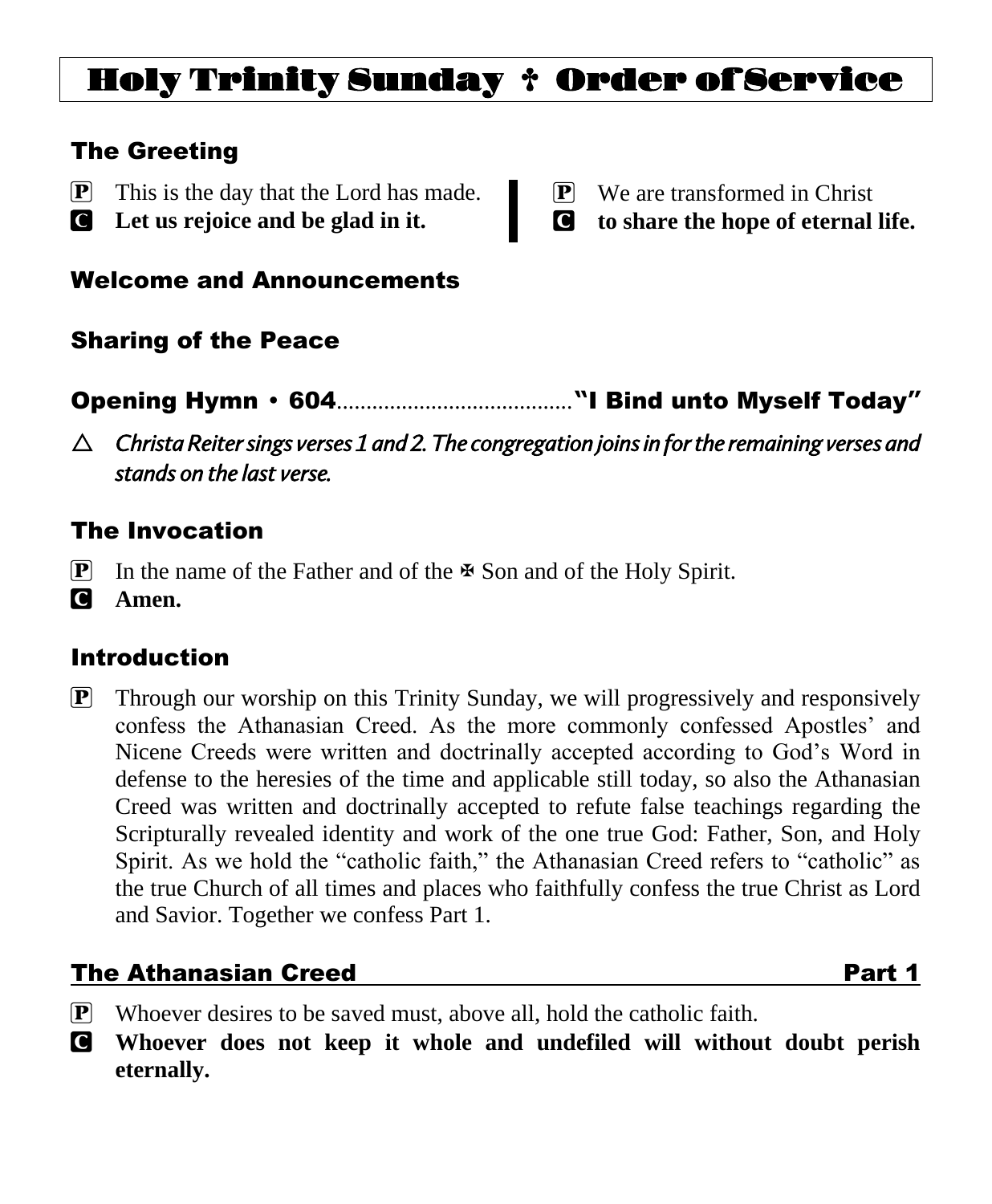# Holy Trinity Sunday † Order of Service

## The Greeting

P This is the day that the Lord has made.
**C Let us rejoice and be glad in it.**

P We are transformed in Christ
**C to share the hope of eternal life.**

## Welcome and Announcements

## Sharing of the Peace

## Opening Hymn • 604........................................"I Bind unto Myself Today"

△ *Christa Reiter sings verses 1 and 2. The congregation joins in for the remaining verses and stands on the last verse.*

## The Invocation

P In the name of the Father and of the ✠ Son and of the Holy Spirit.
**C Amen.**

## Introduction

P Through our worship on this Trinity Sunday, we will progressively and responsively confess the Athanasian Creed. As the more commonly confessed Apostles' and Nicene Creeds were written and doctrinally accepted according to God's Word in defense to the heresies of the time and applicable still today, so also the Athanasian Creed was written and doctrinally accepted to refute false teachings regarding the Scripturally revealed identity and work of the one true God: Father, Son, and Holy Spirit. As we hold the "catholic faith," the Athanasian Creed refers to "catholic" as the true Church of all times and places who faithfully confess the true Christ as Lord and Savior. Together we confess Part 1.

## The Athanasian Creed — Part 1

P Whoever desires to be saved must, above all, hold the catholic faith.
**C Whoever does not keep it whole and undefiled will without doubt perish eternally.**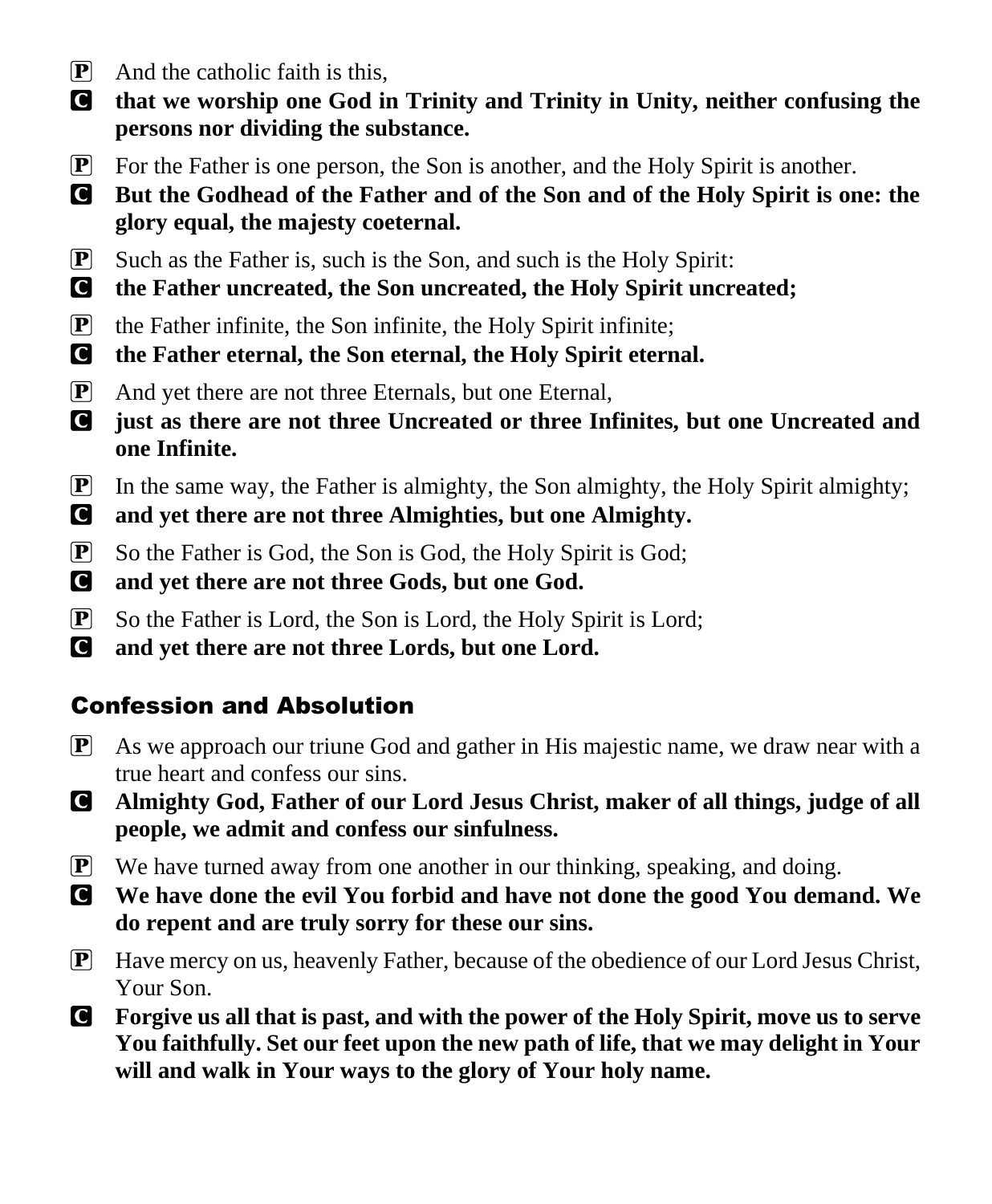P And the catholic faith is this,

C **that we worship one God in Trinity and Trinity in Unity, neither confusing the persons nor dividing the substance.**

P For the Father is one person, the Son is another, and the Holy Spirit is another.

C **But the Godhead of the Father and of the Son and of the Holy Spirit is one: the glory equal, the majesty coeternal.**

P Such as the Father is, such is the Son, and such is the Holy Spirit:

C **the Father uncreated, the Son uncreated, the Holy Spirit uncreated;**

P the Father infinite, the Son infinite, the Holy Spirit infinite;

C **the Father eternal, the Son eternal, the Holy Spirit eternal.**

P And yet there are not three Eternals, but one Eternal,

C **just as there are not three Uncreated or three Infinites, but one Uncreated and one Infinite.**

P In the same way, the Father is almighty, the Son almighty, the Holy Spirit almighty;

C **and yet there are not three Almighties, but one Almighty.**

P So the Father is God, the Son is God, the Holy Spirit is God;

C **and yet there are not three Gods, but one God.**

P So the Father is Lord, the Son is Lord, the Holy Spirit is Lord;

C **and yet there are not three Lords, but one Lord.**

## Confession and Absolution

P As we approach our triune God and gather in His majestic name, we draw near with a true heart and confess our sins.

C **Almighty God, Father of our Lord Jesus Christ, maker of all things, judge of all people, we admit and confess our sinfulness.**

P We have turned away from one another in our thinking, speaking, and doing.

C **We have done the evil You forbid and have not done the good You demand. We do repent and are truly sorry for these our sins.**

P Have mercy on us, heavenly Father, because of the obedience of our Lord Jesus Christ, Your Son.

C **Forgive us all that is past, and with the power of the Holy Spirit, move us to serve You faithfully. Set our feet upon the new path of life, that we may delight in Your will and walk in Your ways to the glory of Your holy name.**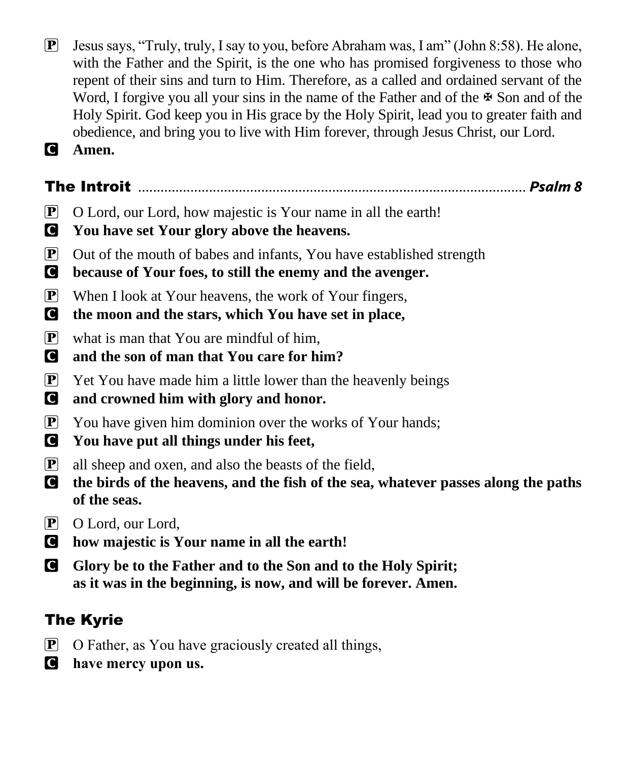**P** Jesus says, "Truly, truly, I say to you, before Abraham was, I am" (John 8:58). He alone, with the Father and the Spirit, is the one who has promised forgiveness to those who repent of their sins and turn to Him. Therefore, as a called and ordained servant of the Word, I forgive you all your sins in the name of the Father and of the ✠ Son and of the Holy Spirit. God keep you in His grace by the Holy Spirit, lead you to greater faith and obedience, and bring you to live with Him forever, through Jesus Christ, our Lord.

**C** **Amen.**

## The Introit ........ *Psalm 8*

**P** O Lord, our Lord, how majestic is Your name in all the earth!

**C** **You have set Your glory above the heavens.**

**P** Out of the mouth of babes and infants, You have established strength

**C** **because of Your foes, to still the enemy and the avenger.**

**P** When I look at Your heavens, the work of Your fingers,

**C** **the moon and the stars, which You have set in place,**

**P** what is man that You are mindful of him,

**C** **and the son of man that You care for him?**

**P** Yet You have made him a little lower than the heavenly beings

**C** **and crowned him with glory and honor.**

**P** You have given him dominion over the works of Your hands;

**C** **You have put all things under his feet,**

**P** all sheep and oxen, and also the beasts of the field,

**C** **the birds of the heavens, and the fish of the sea, whatever passes along the paths of the seas.**

**P** O Lord, our Lord,

**C** **how majestic is Your name in all the earth!**

**C** **Glory be to the Father and to the Son and to the Holy Spirit;**
**as it was in the beginning, is now, and will be forever. Amen.**

## The Kyrie

**P** O Father, as You have graciously created all things,

**C** **have mercy upon us.**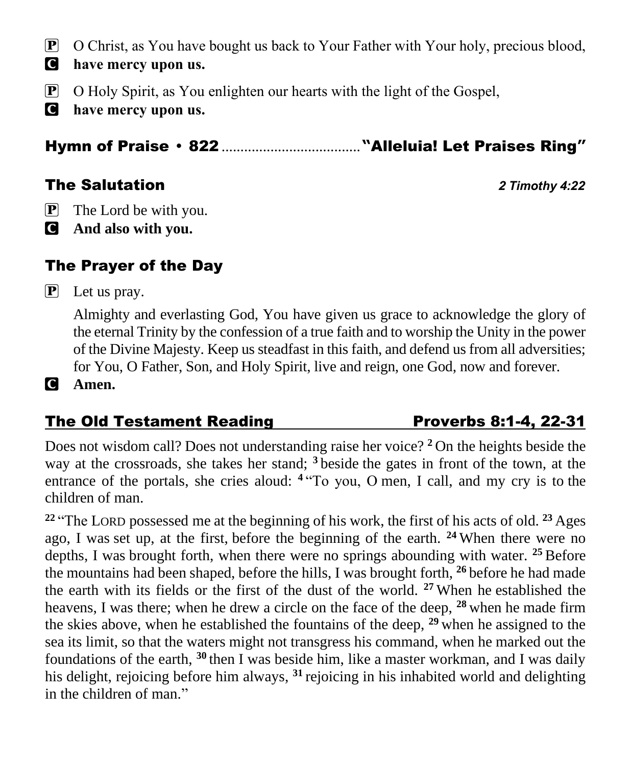P O Christ, as You have bought us back to Your Father with Your holy, precious blood,
C **have mercy upon us.**

P O Holy Spirit, as You enlighten our hearts with the light of the Gospel,
C **have mercy upon us.**

## Hymn of Praise • 822 .................................. "Alleluia! Let Praises Ring"

## The Salutation *2 Timothy 4:22*

P The Lord be with you.
C **And also with you.**

## The Prayer of the Day

P Let us pray.

Almighty and everlasting God, You have given us grace to acknowledge the glory of the eternal Trinity by the confession of a true faith and to worship the Unity in the power of the Divine Majesty. Keep us steadfast in this faith, and defend us from all adversities; for You, O Father, Son, and Holy Spirit, live and reign, one God, now and forever.

C **Amen.**

## The Old Testament Reading Proverbs 8:1-4, 22-31

Does not wisdom call? Does not understanding raise her voice? **2** On the heights beside the way at the crossroads, she takes her stand; **3** beside the gates in front of the town, at the entrance of the portals, she cries aloud: **4** "To you, O men, I call, and my cry is to the children of man.

**22** "The LORD possessed me at the beginning of his work, the first of his acts of old. **23** Ages ago, I was set up, at the first, before the beginning of the earth. **24** When there were no depths, I was brought forth, when there were no springs abounding with water. **25** Before the mountains had been shaped, before the hills, I was brought forth, **26** before he had made the earth with its fields or the first of the dust of the world. **27** When he established the heavens, I was there; when he drew a circle on the face of the deep, **28** when he made firm the skies above, when he established the fountains of the deep, **29** when he assigned to the sea its limit, so that the waters might not transgress his command, when he marked out the foundations of the earth, **30** then I was beside him, like a master workman, and I was daily his delight, rejoicing before him always, **31** rejoicing in his inhabited world and delighting in the children of man."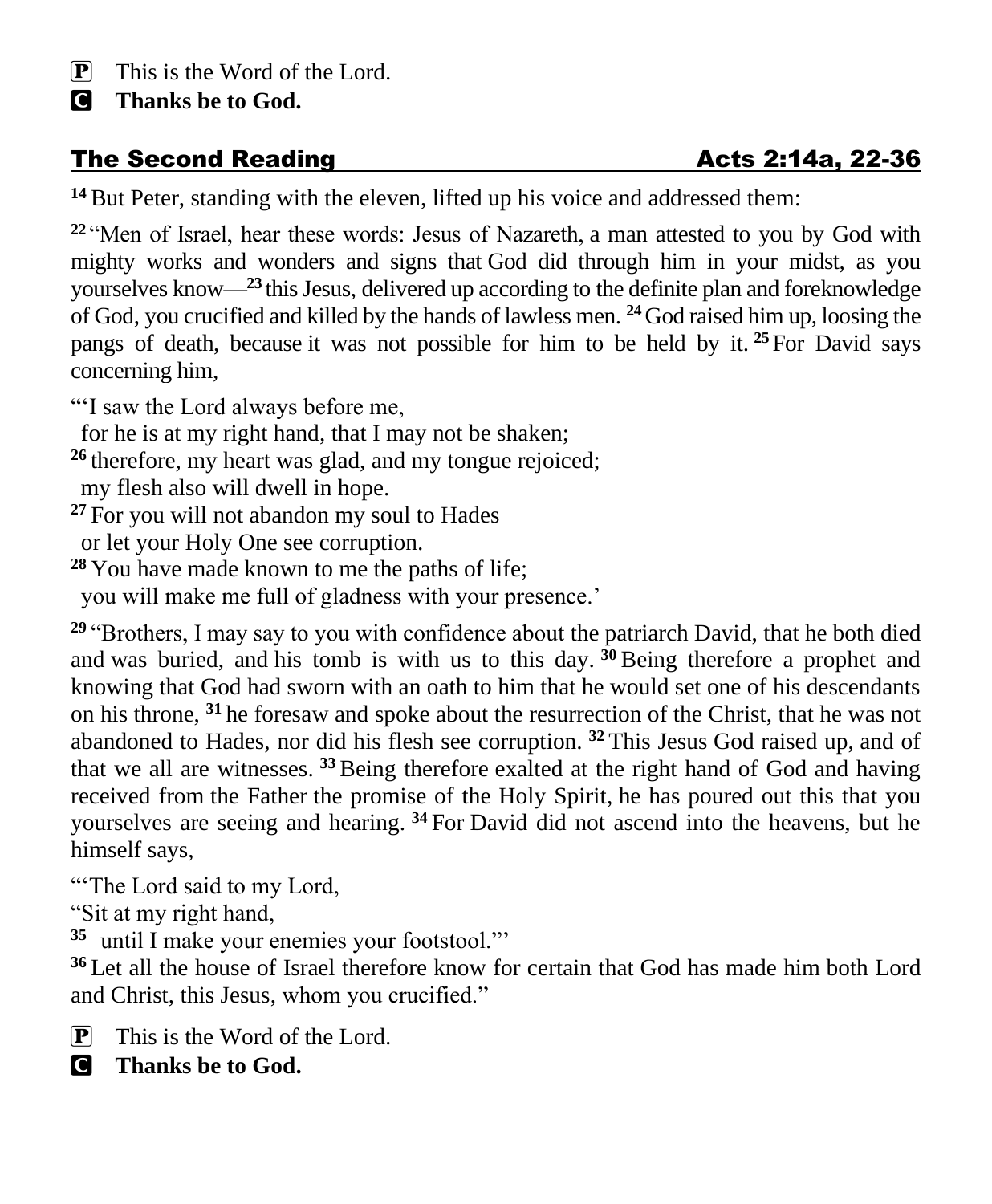**P** This is the Word of the Lord.

**C** **Thanks be to God.**

## The Second Reading — Acts 2:14a, 22-36

[14] But Peter, standing with the eleven, lifted up his voice and addressed them:

[22] "Men of Israel, hear these words: Jesus of Nazareth, a man attested to you by God with mighty works and wonders and signs that God did through him in your midst, as you yourselves know—[23] this Jesus, delivered up according to the definite plan and foreknowledge of God, you crucified and killed by the hands of lawless men. [24] God raised him up, loosing the pangs of death, because it was not possible for him to be held by it. [25] For David says concerning him,

"'I saw the Lord always before me,
  for he is at my right hand, that I may not be shaken;
[26] therefore, my heart was glad, and my tongue rejoiced;
  my flesh also will dwell in hope.
[27] For you will not abandon my soul to Hades
  or let your Holy One see corruption.
[28] You have made known to me the paths of life;
  you will make me full of gladness with your presence.'

[29] "Brothers, I may say to you with confidence about the patriarch David, that he both died and was buried, and his tomb is with us to this day. [30] Being therefore a prophet and knowing that God had sworn with an oath to him that he would set one of his descendants on his throne, [31] he foresaw and spoke about the resurrection of the Christ, that he was not abandoned to Hades, nor did his flesh see corruption. [32] This Jesus God raised up, and of that we all are witnesses. [33] Being therefore exalted at the right hand of God and having received from the Father the promise of the Holy Spirit, he has poured out this that you yourselves are seeing and hearing. [34] For David did not ascend into the heavens, but he himself says,

"'The Lord said to my Lord,
"Sit at my right hand,
[35] until I make your enemies your footstool."'
[36] Let all the house of Israel therefore know for certain that God has made him both Lord and Christ, this Jesus, whom you crucified."

**P** This is the Word of the Lord.

**C** **Thanks be to God.**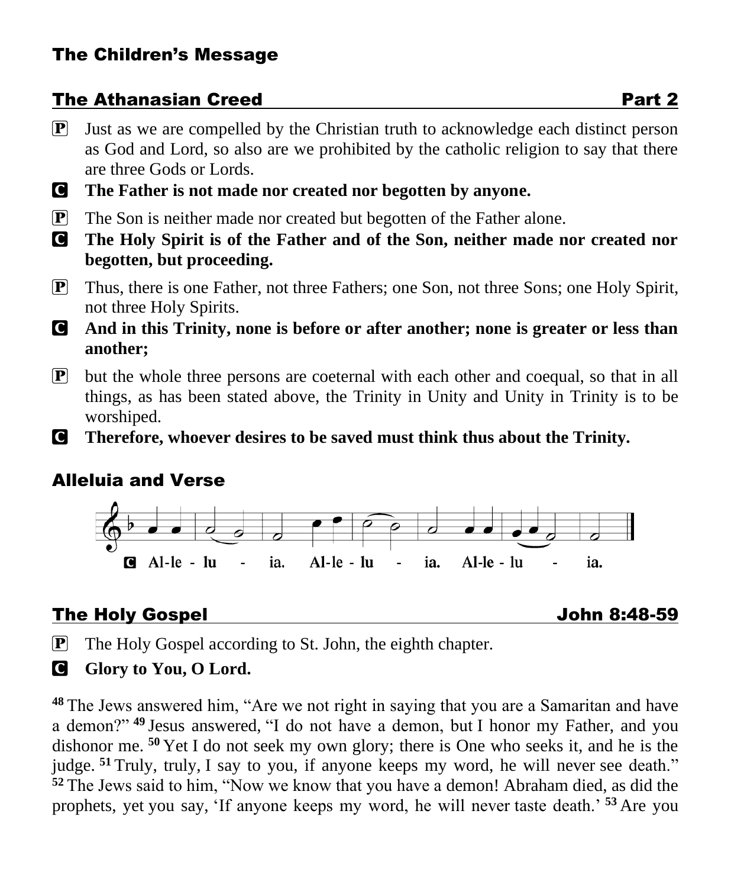## The Children's Message

## The Athanasian Creed — Part 2

P Just as we are compelled by the Christian truth to acknowledge each distinct person as God and Lord, so also are we prohibited by the catholic religion to say that there are three Gods or Lords.

C **The Father is not made nor created nor begotten by anyone.**

P The Son is neither made nor created but begotten of the Father alone.

C **The Holy Spirit is of the Father and of the Son, neither made nor created nor begotten, but proceeding.**

P Thus, there is one Father, not three Fathers; one Son, not three Sons; one Holy Spirit, not three Holy Spirits.

C **And in this Trinity, none is before or after another; none is greater or less than another;**

P but the whole three persons are coeternal with each other and coequal, so that in all things, as has been stated above, the Trinity in Unity and Unity in Trinity is to be worshiped.

C **Therefore, whoever desires to be saved must think thus about the Trinity.**

## Alleluia and Verse

C Al-le - lu - ia. Al-le - lu - ia. Al-le - lu - ia.

## The Holy Gospel — John 8:48-59

P The Holy Gospel according to St. John, the eighth chapter.

C **Glory to You, O Lord.**

**48** The Jews answered him, "Are we not right in saying that you are a Samaritan and have a demon?" **49** Jesus answered, "I do not have a demon, but I honor my Father, and you dishonor me. **50** Yet I do not seek my own glory; there is One who seeks it, and he is the judge. **51** Truly, truly, I say to you, if anyone keeps my word, he will never see death." **52** The Jews said to him, "Now we know that you have a demon! Abraham died, as did the prophets, yet you say, 'If anyone keeps my word, he will never taste death.' **53** Are you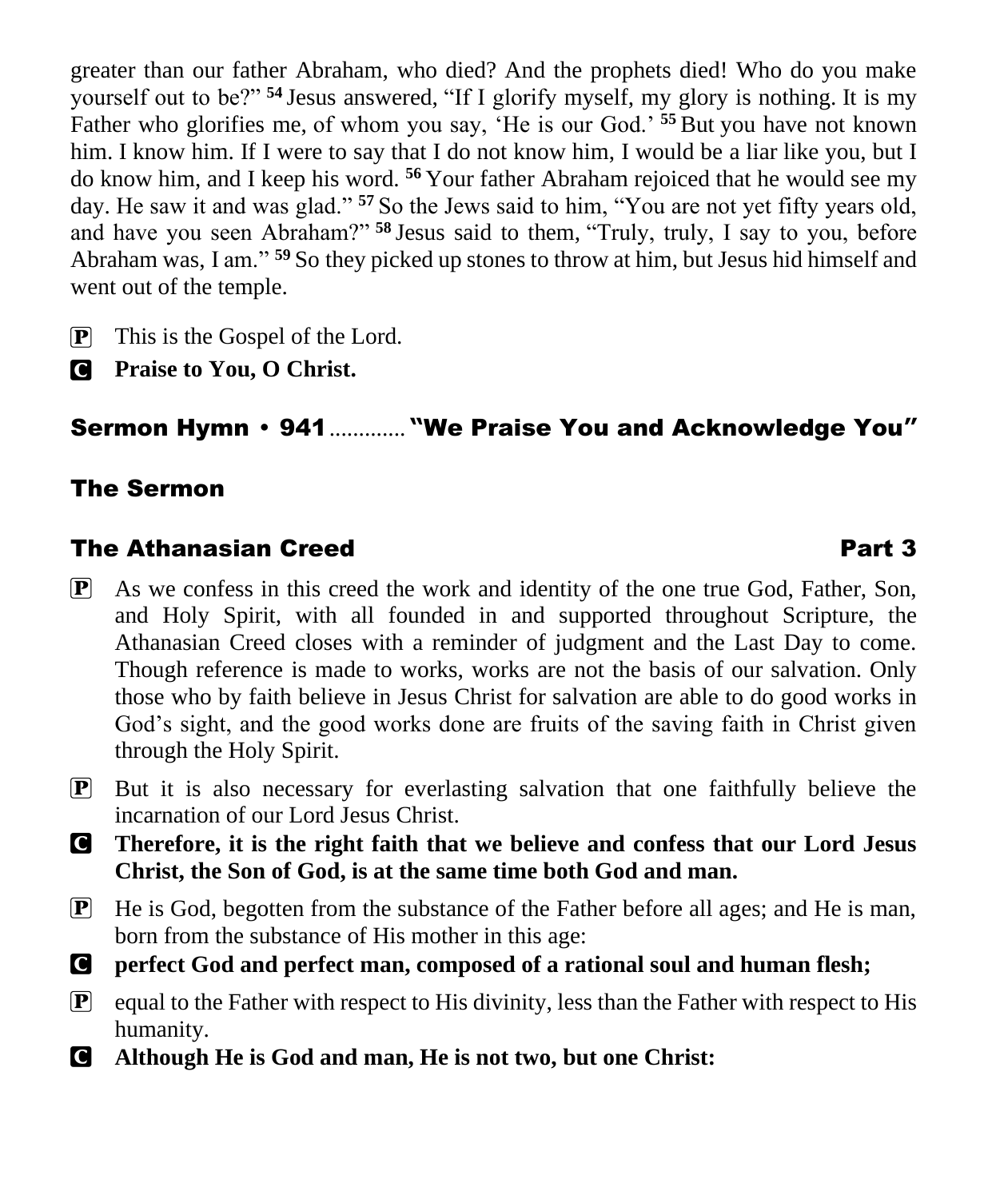greater than our father Abraham, who died? And the prophets died! Who do you make yourself out to be?" [54] Jesus answered, "If I glorify myself, my glory is nothing. It is my Father who glorifies me, of whom you say, 'He is our God.' [55] But you have not known him. I know him. If I were to say that I do not know him, I would be a liar like you, but I do know him, and I keep his word. [56] Your father Abraham rejoiced that he would see my day. He saw it and was glad." [57] So the Jews said to him, "You are not yet fifty years old, and have you seen Abraham?" [58] Jesus said to them, "Truly, truly, I say to you, before Abraham was, I am." [59] So they picked up stones to throw at him, but Jesus hid himself and went out of the temple.

P This is the Gospel of the Lord.

C **Praise to You, O Christ.**

## Sermon Hymn • 941 ............. "We Praise You and Acknowledge You"

## The Sermon

## The Athanasian Creed — Part 3

P As we confess in this creed the work and identity of the one true God, Father, Son, and Holy Spirit, with all founded in and supported throughout Scripture, the Athanasian Creed closes with a reminder of judgment and the Last Day to come. Though reference is made to works, works are not the basis of our salvation. Only those who by faith believe in Jesus Christ for salvation are able to do good works in God's sight, and the good works done are fruits of the saving faith in Christ given through the Holy Spirit.

P But it is also necessary for everlasting salvation that one faithfully believe the incarnation of our Lord Jesus Christ.

C **Therefore, it is the right faith that we believe and confess that our Lord Jesus Christ, the Son of God, is at the same time both God and man.**

P He is God, begotten from the substance of the Father before all ages; and He is man, born from the substance of His mother in this age:

C **perfect God and perfect man, composed of a rational soul and human flesh;**

P equal to the Father with respect to His divinity, less than the Father with respect to His humanity.

C **Although He is God and man, He is not two, but one Christ:**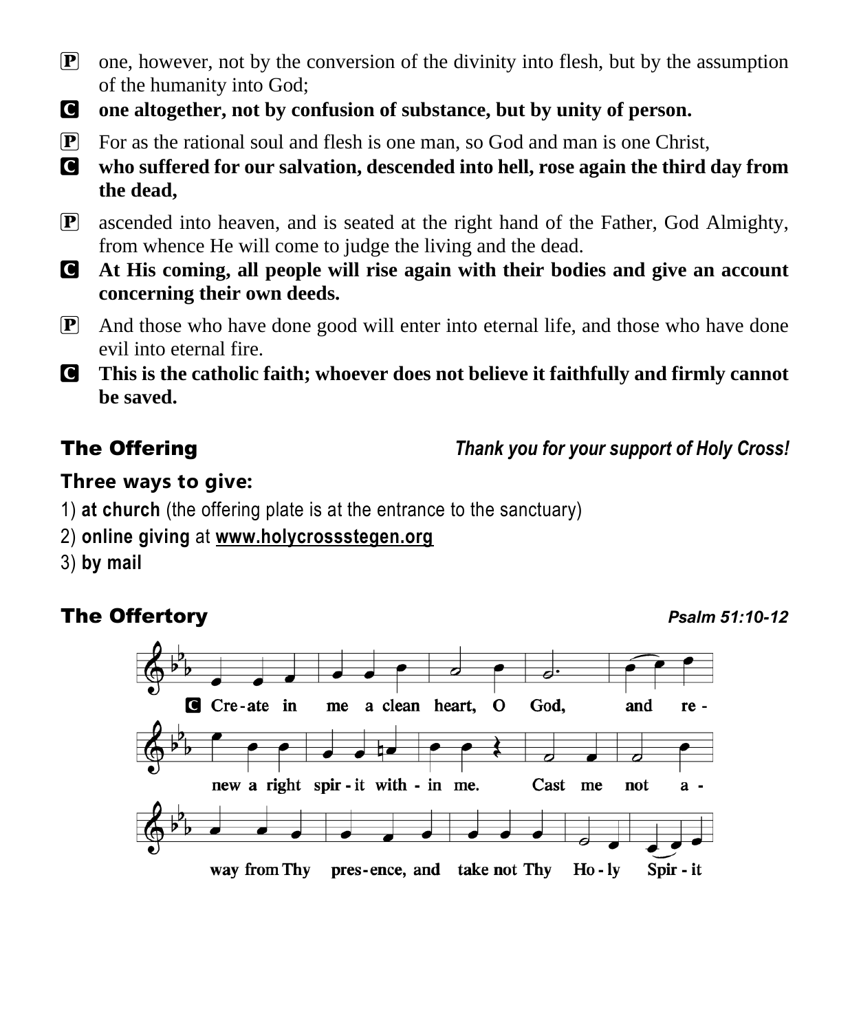P one, however, not by the conversion of the divinity into flesh, but by the assumption of the humanity into God;

C **one altogether, not by confusion of substance, but by unity of person.**

P For as the rational soul and flesh is one man, so God and man is one Christ,

C **who suffered for our salvation, descended into hell, rose again the third day from the dead,**

P ascended into heaven, and is seated at the right hand of the Father, God Almighty, from whence He will come to judge the living and the dead.

C **At His coming, all people will rise again with their bodies and give an account concerning their own deeds.**

P And those who have done good will enter into eternal life, and those who have done evil into eternal fire.

C **This is the catholic faith; whoever does not believe it faithfully and firmly cannot be saved.**

## The Offering

***Thank you for your support of Holy Cross!***

### Three ways to give:

1) **at church** (the offering plate is at the entrance to the sanctuary)
2) **online giving** at **www.holycrossstegen.org**
3) **by mail**

## The Offertory

***Psalm 51:10-12***

C Create in me a clean heart, O God, and renew a right spirit within me. Cast me not away from Thy presence, and take not Thy Holy Spirit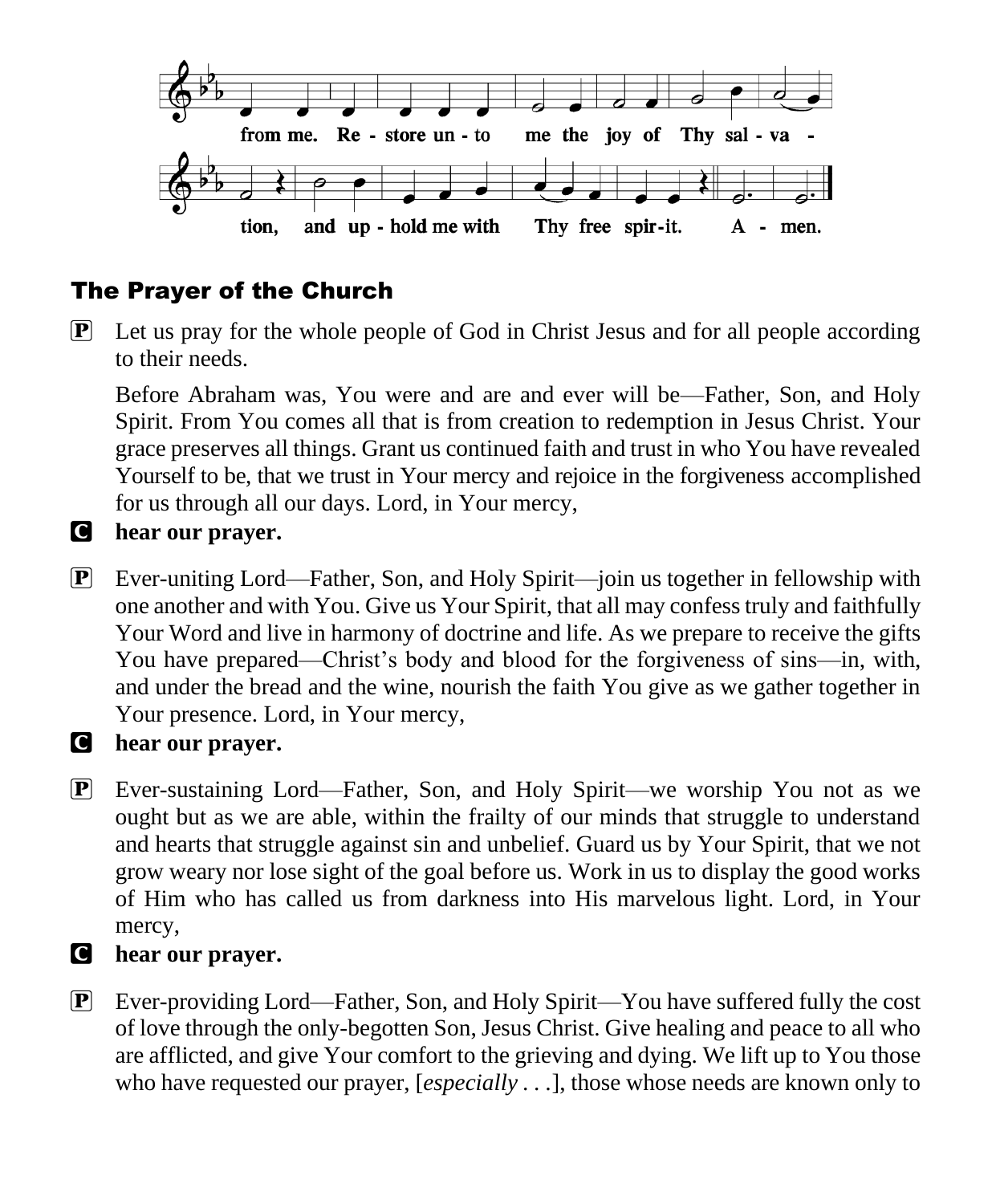from me. Re - store un - to me the joy of Thy sal - va - tion, and up - hold me with Thy free spir - it. A - men.

## The Prayer of the Church

**P** Let us pray for the whole people of God in Christ Jesus and for all people according to their needs.

Before Abraham was, You were and are and ever will be—Father, Son, and Holy Spirit. From You comes all that is from creation to redemption in Jesus Christ. Your grace preserves all things. Grant us continued faith and trust in who You have revealed Yourself to be, that we trust in Your mercy and rejoice in the forgiveness accomplished for us through all our days. Lord, in Your mercy,

**C** **hear our prayer.**

**P** Ever-uniting Lord—Father, Son, and Holy Spirit—join us together in fellowship with one another and with You. Give us Your Spirit, that all may confess truly and faithfully Your Word and live in harmony of doctrine and life. As we prepare to receive the gifts You have prepared—Christ's body and blood for the forgiveness of sins—in, with, and under the bread and the wine, nourish the faith You give as we gather together in Your presence. Lord, in Your mercy,

**C** **hear our prayer.**

**P** Ever-sustaining Lord—Father, Son, and Holy Spirit—we worship You not as we ought but as we are able, within the frailty of our minds that struggle to understand and hearts that struggle against sin and unbelief. Guard us by Your Spirit, that we not grow weary nor lose sight of the goal before us. Work in us to display the good works of Him who has called us from darkness into His marvelous light. Lord, in Your mercy,

**C** **hear our prayer.**

**P** Ever-providing Lord—Father, Son, and Holy Spirit—You have suffered fully the cost of love through the only-begotten Son, Jesus Christ. Give healing and peace to all who are afflicted, and give Your comfort to the grieving and dying. We lift up to You those who have requested our prayer, [*especially* . . .], those whose needs are known only to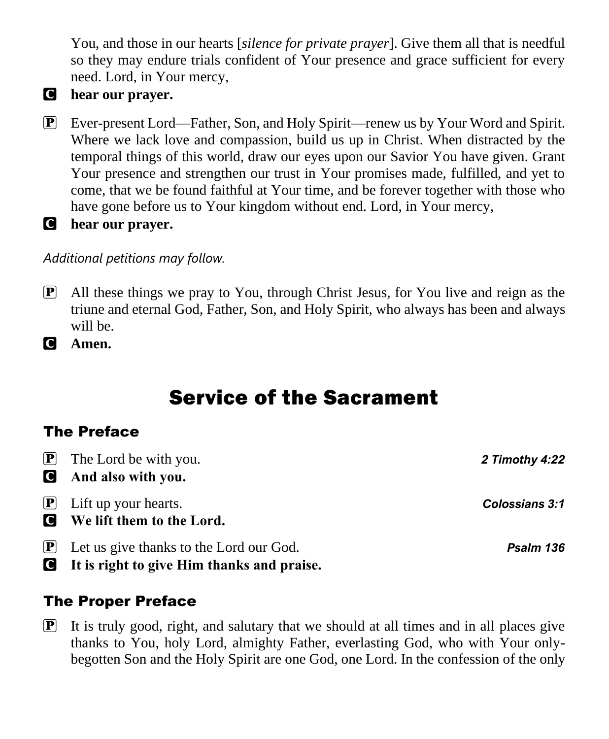You, and those in our hearts [*silence for private prayer*]. Give them all that is needful so they may endure trials confident of Your presence and grace sufficient for every need. Lord, in Your mercy,

**C** **hear our prayer.**

**P** Ever-present Lord—Father, Son, and Holy Spirit—renew us by Your Word and Spirit. Where we lack love and compassion, build us up in Christ. When distracted by the temporal things of this world, draw our eyes upon our Savior You have given. Grant Your presence and strengthen our trust in Your promises made, fulfilled, and yet to come, that we be found faithful at Your time, and be forever together with those who have gone before us to Your kingdom without end. Lord, in Your mercy,

**C** **hear our prayer.**

*Additional petitions may follow.*

**P** All these things we pray to You, through Christ Jesus, for You live and reign as the triune and eternal God, Father, Son, and Holy Spirit, who always has been and always will be.

**C** **Amen.**

# Service of the Sacrament

## The Preface

**P** The Lord be with you. ***2 Timothy 4:22***

**C** **And also with you.**

**P** Lift up your hearts. ***Colossians 3:1***

**C** **We lift them to the Lord.**

**P** Let us give thanks to the Lord our God. ***Psalm 136***

**C** **It is right to give Him thanks and praise.**

## The Proper Preface

**P** It is truly good, right, and salutary that we should at all times and in all places give thanks to You, holy Lord, almighty Father, everlasting God, who with Your only-begotten Son and the Holy Spirit are one God, one Lord. In the confession of the only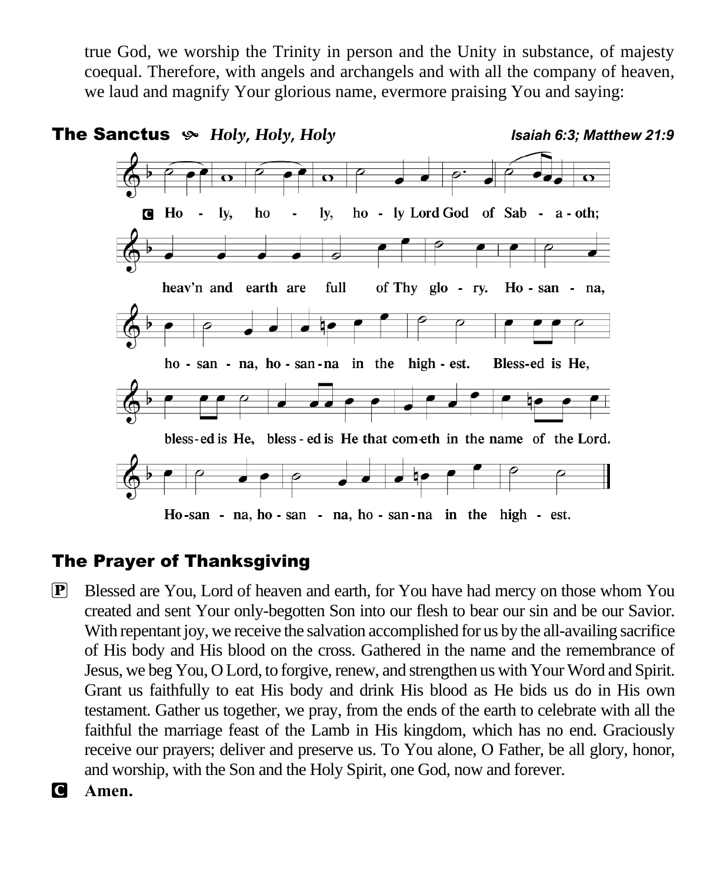true God, we worship the Trinity in person and the Unity in substance, of majesty coequal. Therefore, with angels and archangels and with all the company of heaven, we laud and magnify Your glorious name, evermore praising You and saying:

## The Sanctus ✤ *Holy, Holy, Holy*

***Isaiah 6:3; Matthew 21:9***

**C** **Ho - ly, ho - ly, ho - ly Lord God of Sab - a - oth; heav'n and earth are full of Thy glo - ry. Ho - san - na, ho - san - na, ho - san - na in the high - est. Bless-ed is He, bless - ed is He, bless - ed is He that com-eth in the name of the Lord. Ho-san - na, ho - san - na, ho - san - na in the high - est.**

## The Prayer of Thanksgiving

**P** Blessed are You, Lord of heaven and earth, for You have had mercy on those whom You created and sent Your only-begotten Son into our flesh to bear our sin and be our Savior. With repentant joy, we receive the salvation accomplished for us by the all-availing sacrifice of His body and His blood on the cross. Gathered in the name and the remembrance of Jesus, we beg You, O Lord, to forgive, renew, and strengthen us with Your Word and Spirit. Grant us faithfully to eat His body and drink His blood as He bids us do in His own testament. Gather us together, we pray, from the ends of the earth to celebrate with all the faithful the marriage feast of the Lamb in His kingdom, which has no end. Graciously receive our prayers; deliver and preserve us. To You alone, O Father, be all glory, honor, and worship, with the Son and the Holy Spirit, one God, now and forever.

**C** **Amen.**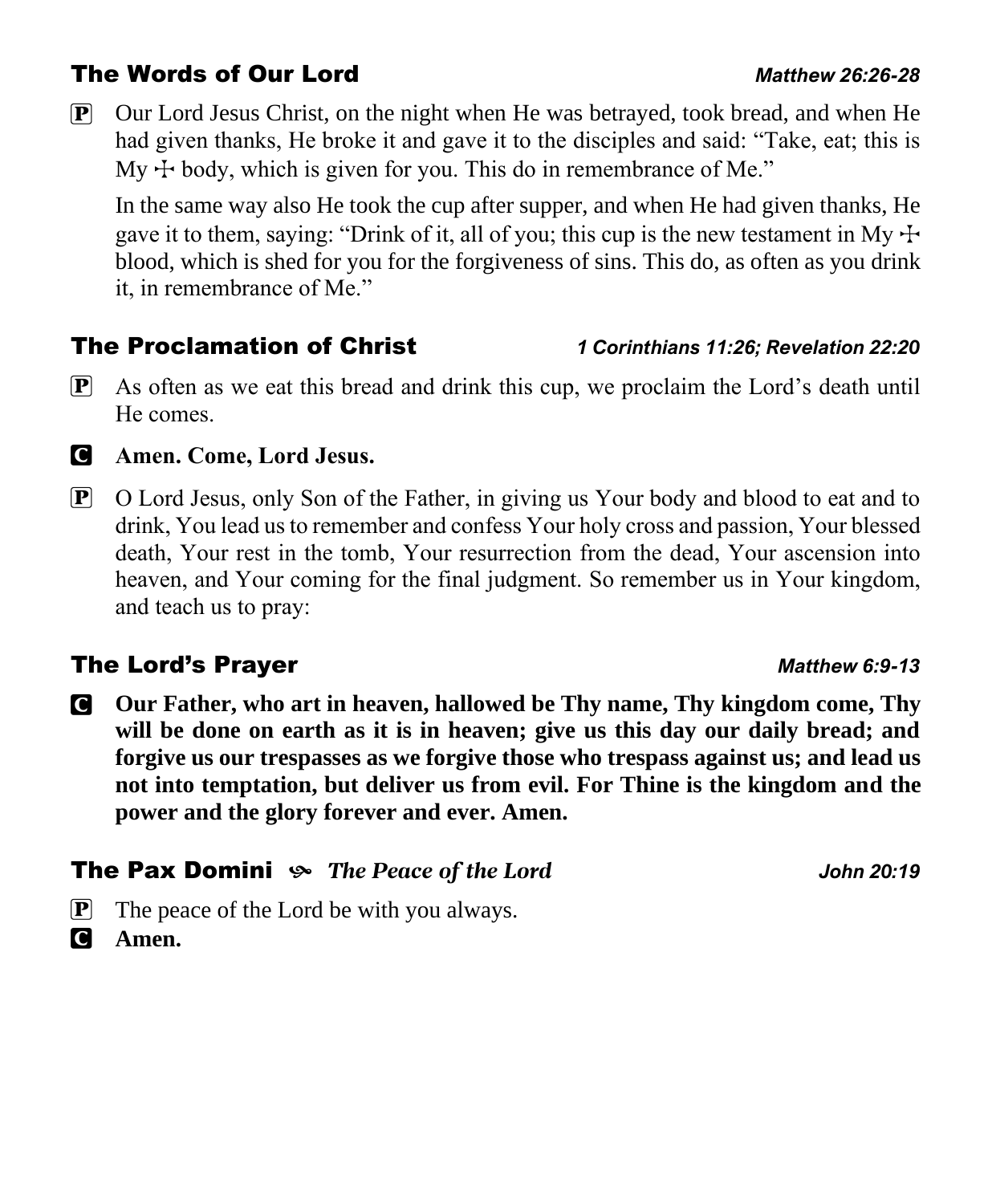## The Words of Our Lord *Matthew 26:26-28*

**P** Our Lord Jesus Christ, on the night when He was betrayed, took bread, and when He had given thanks, He broke it and gave it to the disciples and said: "Take, eat; this is My ☩ body, which is given for you. This do in remembrance of Me."

In the same way also He took the cup after supper, and when He had given thanks, He gave it to them, saying: "Drink of it, all of you; this cup is the new testament in My ☩ blood, which is shed for you for the forgiveness of sins. This do, as often as you drink it, in remembrance of Me."

## The Proclamation of Christ *1 Corinthians 11:26; Revelation 22:20*

**P** As often as we eat this bread and drink this cup, we proclaim the Lord's death until He comes.

**C** **Amen. Come, Lord Jesus.**

**P** O Lord Jesus, only Son of the Father, in giving us Your body and blood to eat and to drink, You lead us to remember and confess Your holy cross and passion, Your blessed death, Your rest in the tomb, Your resurrection from the dead, Your ascension into heaven, and Your coming for the final judgment. So remember us in Your kingdom, and teach us to pray:

## The Lord's Prayer *Matthew 6:9-13*

**C** **Our Father, who art in heaven, hallowed be Thy name, Thy kingdom come, Thy will be done on earth as it is in heaven; give us this day our daily bread; and forgive us our trespasses as we forgive those who trespass against us; and lead us not into temptation, but deliver us from evil. For Thine is the kingdom and the power and the glory forever and ever. Amen.**

## The Pax Domini ❧ *The Peace of the Lord* *John 20:19*

**P** The peace of the Lord be with you always.

**C** **Amen.**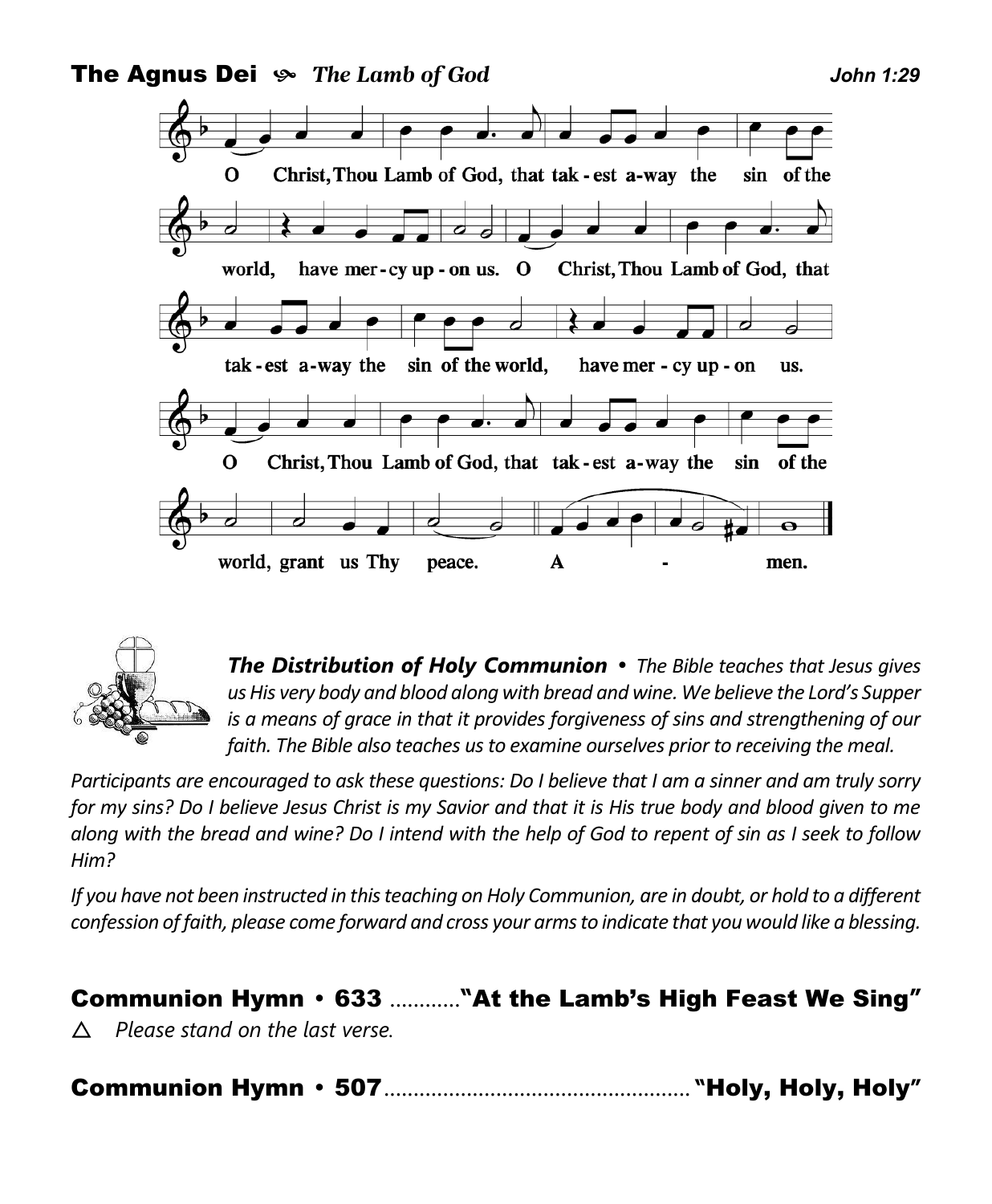## The Agnus Dei ⚘ *The Lamb of God* — *John 1:29*

O Christ, Thou Lamb of God, that tak-est a-way the sin of the world, have mer-cy up-on us. O Christ, Thou Lamb of God, that tak-est a-way the sin of the world, have mer-cy up-on us. O Christ, Thou Lamb of God, that tak-est a-way the sin of the world, grant us Thy peace. A - men.

***The Distribution of Holy Communion*** • *The Bible teaches that Jesus gives us His very body and blood along with bread and wine. We believe the Lord's Supper is a means of grace in that it provides forgiveness of sins and strengthening of our faith. The Bible also teaches us to examine ourselves prior to receiving the meal.*

*Participants are encouraged to ask these questions: Do I believe that I am a sinner and am truly sorry for my sins? Do I believe Jesus Christ is my Savior and that it is His true body and blood given to me along with the bread and wine? Do I intend with the help of God to repent of sin as I seek to follow Him?*

*If you have not been instructed in this teaching on Holy Communion, are in doubt, or hold to a different confession of faith, please come forward and cross your arms to indicate that you would like a blessing.*

## Communion Hymn • 633 ............"At the Lamb's High Feast We Sing"

△ *Please stand on the last verse.*

## Communion Hymn • 507..................................................... "Holy, Holy, Holy"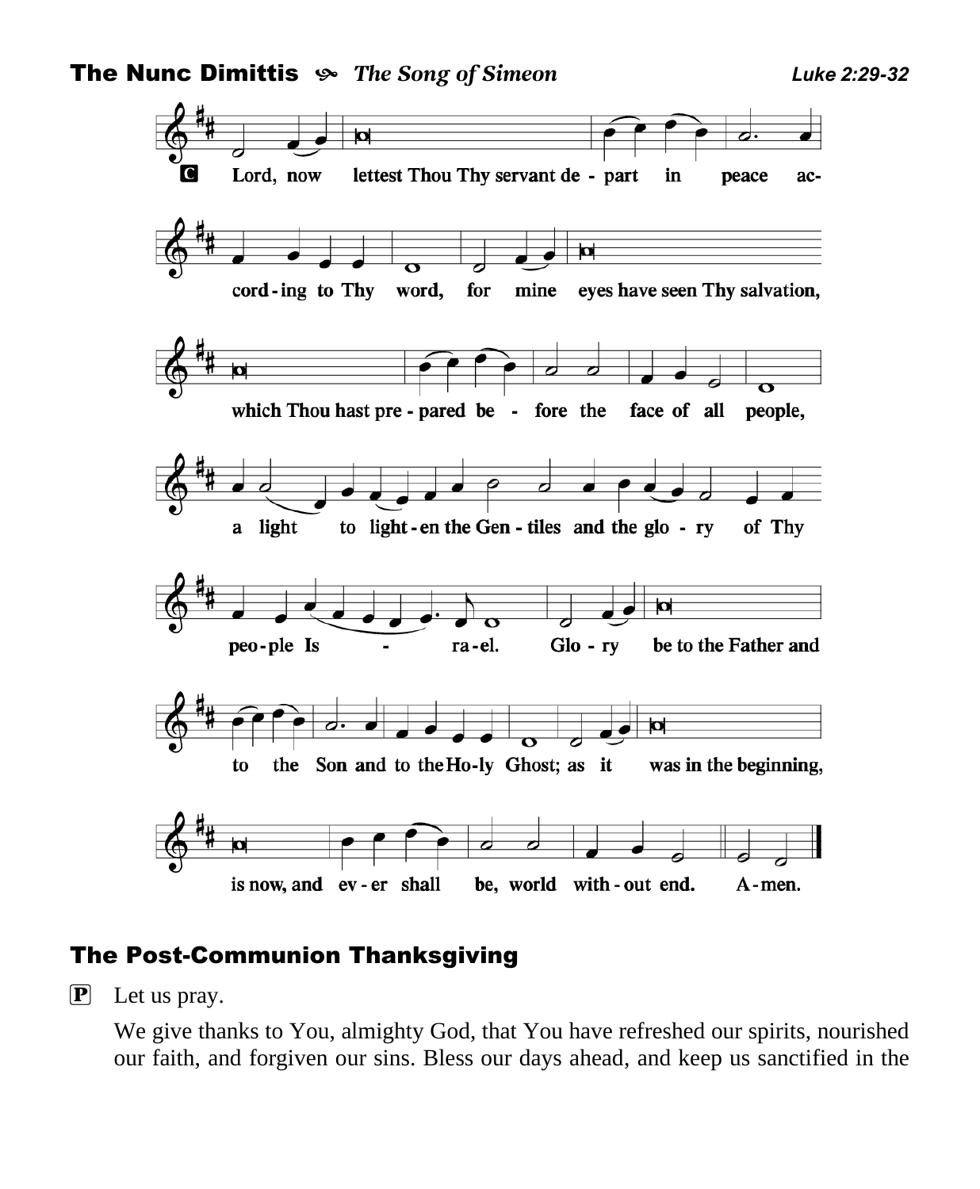## The Nunc Dimittis *The Song of Simeon*

*Luke 2:29-32*

**C** Lord, now lettest Thou Thy servant de - part in peace ac- cord - ing to Thy word, for mine eyes have seen Thy salvation, which Thou hast pre - pared be - fore the face of all people, a light to light - en the Gen - tiles and the glo - ry of Thy peo - ple Is - ra - el. Glo - ry be to the Father and to the Son and to the Ho - ly Ghost; as it was in the beginning, is now, and ev - er shall be, world with - out end. A - men.

## The Post-Communion Thanksgiving

**P** Let us pray.

We give thanks to You, almighty God, that You have refreshed our spirits, nourished our faith, and forgiven our sins. Bless our days ahead, and keep us sanctified in the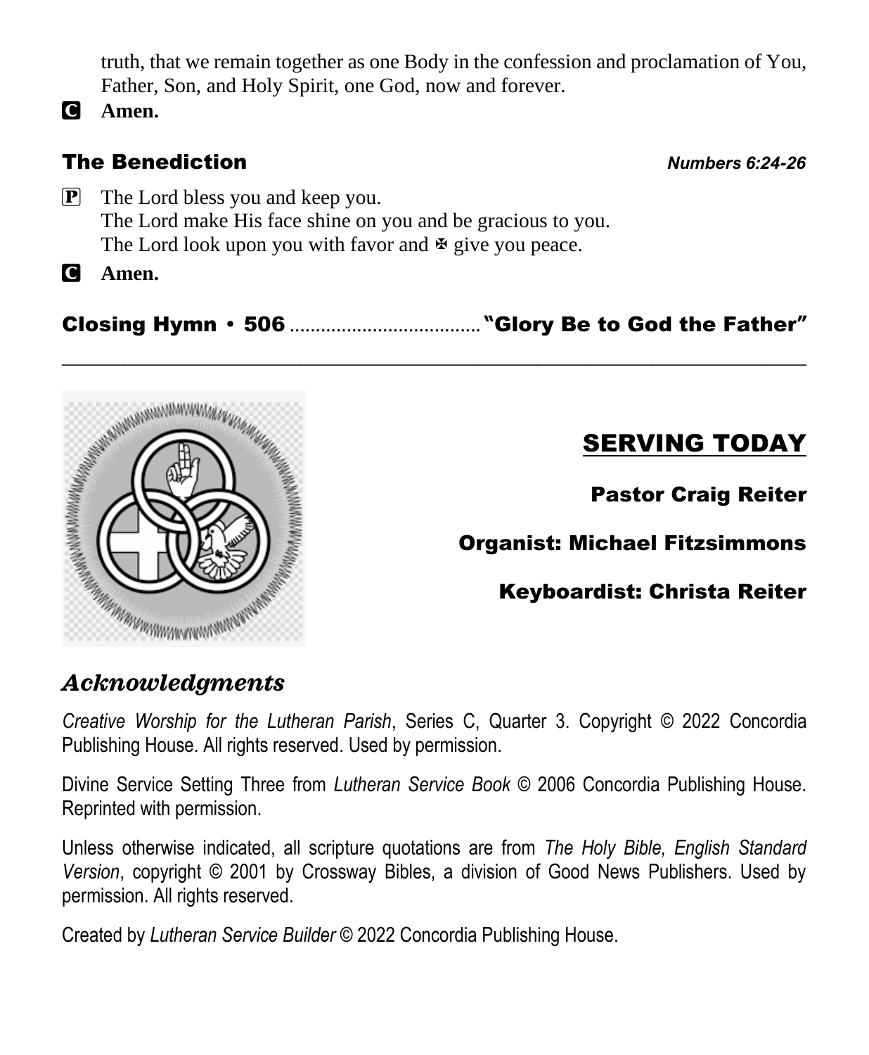truth, that we remain together as one Body in the confession and proclamation of You, Father, Son, and Holy Spirit, one God, now and forever.

**C** **Amen.**

## The Benediction *Numbers 6:24-26*

**P** The Lord bless you and keep you.
The Lord make His face shine on you and be gracious to you.
The Lord look upon you with favor and ✠ give you peace.

**C** **Amen.**

## Closing Hymn • 506 ..................................... "Glory Be to God the Father"

---

## SERVING TODAY

**Pastor Craig Reiter**

**Organist: Michael Fitzsimmons**

**Keyboardist: Christa Reiter**

## *Acknowledgments*

*Creative Worship for the Lutheran Parish*, Series C, Quarter 3. Copyright © 2022 Concordia Publishing House. All rights reserved. Used by permission.

Divine Service Setting Three from *Lutheran Service Book* © 2006 Concordia Publishing House. Reprinted with permission.

Unless otherwise indicated, all scripture quotations are from *The Holy Bible, English Standard Version*, copyright © 2001 by Crossway Bibles, a division of Good News Publishers. Used by permission. All rights reserved.

Created by *Lutheran Service Builder* © 2022 Concordia Publishing House.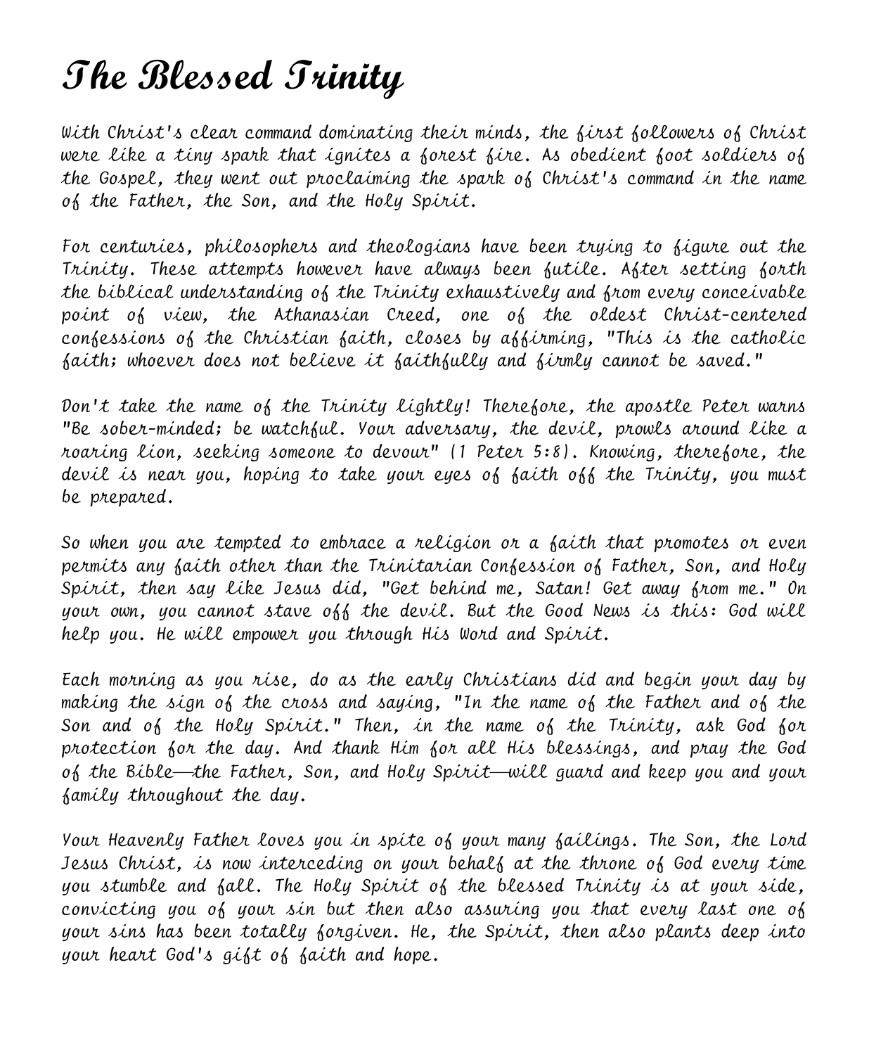# The Blessed Trinity

With Christ's clear command dominating their minds, the first followers of Christ were like a tiny spark that ignites a forest fire. As obedient foot soldiers of the Gospel, they went out proclaiming the spark of Christ's command in the name of the Father, the Son, and the Holy Spirit.

For centuries, philosophers and theologians have been trying to figure out the Trinity. These attempts however have always been futile. After setting forth the biblical understanding of the Trinity exhaustively and from every conceivable point of view, the Athanasian Creed, one of the oldest Christ-centered confessions of the Christian faith, closes by affirming, "This is the catholic faith; whoever does not believe it faithfully and firmly cannot be saved."

Don't take the name of the Trinity lightly! Therefore, the apostle Peter warns "Be sober-minded; be watchful. Your adversary, the devil, prowls around like a roaring lion, seeking someone to devour" (1 Peter 5:8). Knowing, therefore, the devil is near you, hoping to take your eyes of faith off the Trinity, you must be prepared.

So when you are tempted to embrace a religion or a faith that promotes or even permits any faith other than the Trinitarian Confession of Father, Son, and Holy Spirit, then say like Jesus did, "Get behind me, Satan! Get away from me." On your own, you cannot stave off the devil. But the Good News is this: God will help you. He will empower you through His Word and Spirit.

Each morning as you rise, do as the early Christians did and begin your day by making the sign of the cross and saying, "In the name of the Father and of the Son and of the Holy Spirit." Then, in the name of the Trinity, ask God for protection for the day. And thank Him for all His blessings, and pray the God of the Bible—the Father, Son, and Holy Spirit—will guard and keep you and your family throughout the day.

Your Heavenly Father loves you in spite of your many failings. The Son, the Lord Jesus Christ, is now interceding on your behalf at the throne of God every time you stumble and fall. The Holy Spirit of the blessed Trinity is at your side, convicting you of your sin but then also assuring you that every last one of your sins has been totally forgiven. He, the Spirit, then also plants deep into your heart God's gift of faith and hope.